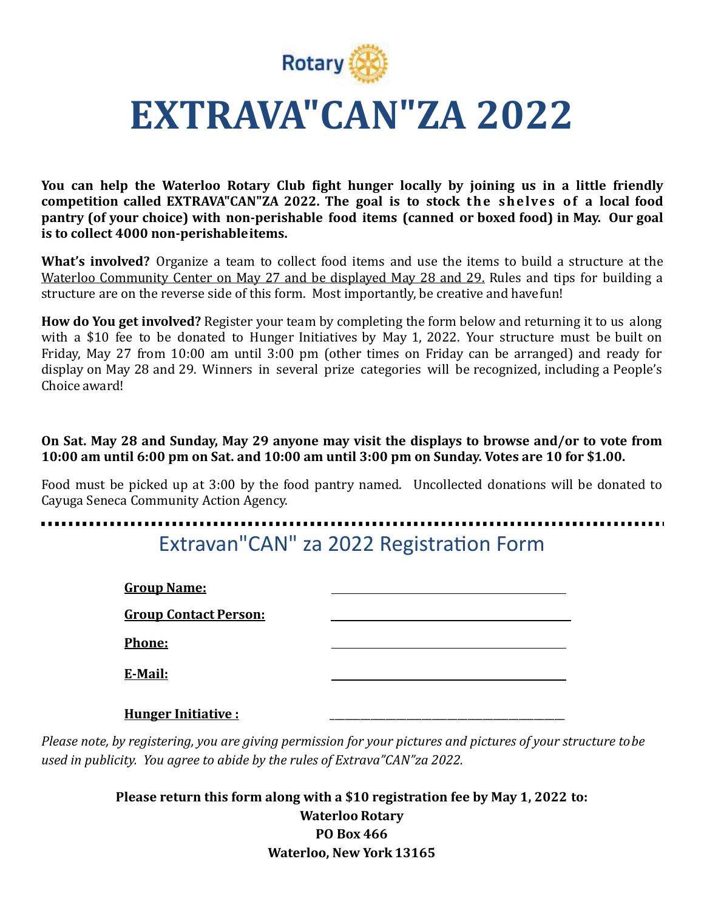Rotary

# EXTRAVA"CAN"ZA 2022

**You can help the Waterloo Rotary Club fight hunger locally by joining us in a little friendly competition called EXTRAVA"CAN"ZA 2022. The goal is to stock the shelves of a local food pantry (of your choice) with non-perishable food items (canned or boxed food) in May. Our goal is to collect 4000 non-perishable items.**

**What's involved?** Organize a team to collect food items and use the items to build a structure at the Waterloo Community Center on May 27 and be displayed May 28 and 29. Rules and tips for building a structure are on the reverse side of this form. Most importantly, be creative and have fun!

**How do You get involved?** Register your team by completing the form below and returning it to us along with a $10 fee to be donated to Hunger Initiatives by May 1, 2022. Your structure must be built on Friday, May 27 from 10:00 am until 3:00 pm (other times on Friday can be arranged) and ready for display on May 28 and 29. Winners in several prize categories will be recognized, including a People's Choice award!

**On Sat. May 28 and Sunday, May 29 anyone may visit the displays to browse and/or to vote from 10:00 am until 6:00 pm on Sat. and 10:00 am until 3:00 pm on Sunday. Votes are 10 for $1.00.**

Food must be picked up at 3:00 by the food pantry named. Uncollected donations will be donated to Cayuga Seneca Community Action Agency.

---

## Extravan"CAN" za 2022 Registration Form

**Group Name:** ______________________

**Group Contact Person:** ______________________

**Phone:** ______________________

**E-Mail:** ______________________

**Hunger Initiative :** ______________________

*Please note, by registering, you are giving permission for your pictures and pictures of your structure to be used in publicity. You agree to abide by the rules of Extrava"CAN"za 2022.*

**Please return this form along with a $10 registration fee by May 1, 2022 to:**
**Waterloo Rotary**
**PO Box 466**
**Waterloo, New York 13165**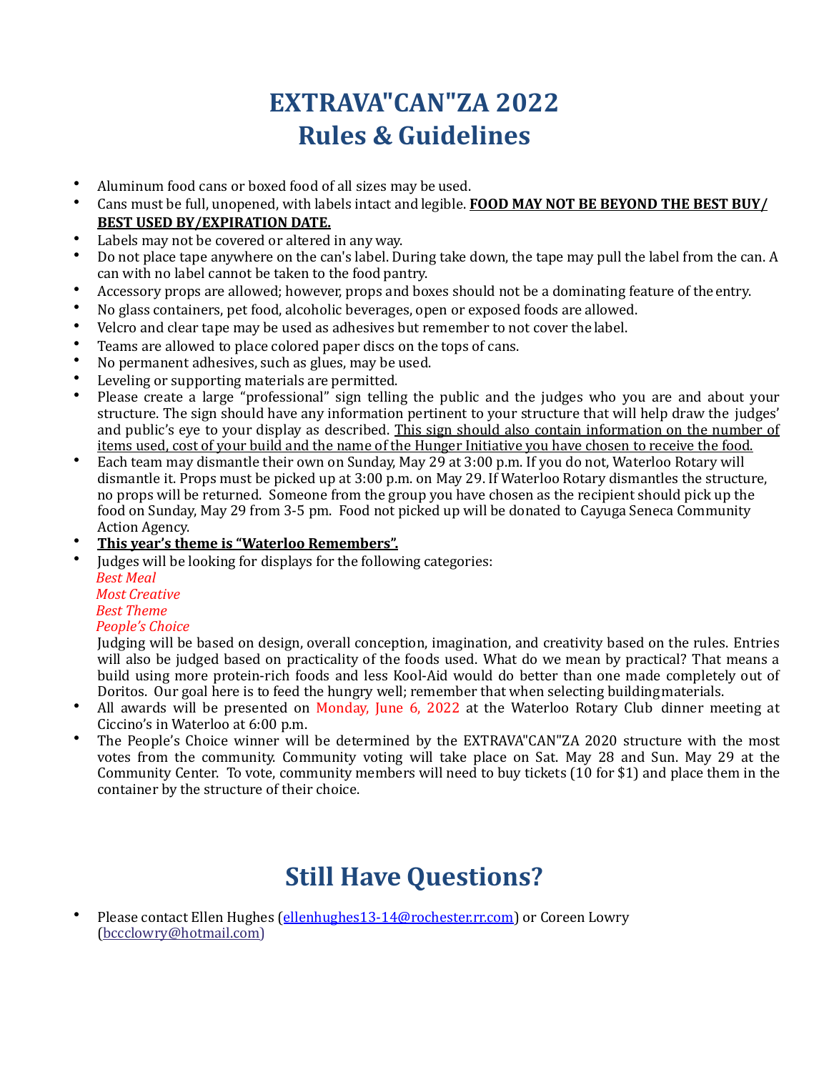# EXTRAVA"CAN"ZA 2022
# Rules & Guidelines

- Aluminum food cans or boxed food of all sizes may be used.
- Cans must be full, unopened, with labels intact and legible. **FOOD MAY NOT BE BEYOND THE BEST BUY/ BEST USED BY/EXPIRATION DATE.**
- Labels may not be covered or altered in any way.
- Do not place tape anywhere on the can's label. During take down, the tape may pull the label from the can. A can with no label cannot be taken to the food pantry.
- Accessory props are allowed; however, props and boxes should not be a dominating feature of the entry.
- No glass containers, pet food, alcoholic beverages, open or exposed foods are allowed.
- Velcro and clear tape may be used as adhesives but remember to not cover the label.
- Teams are allowed to place colored paper discs on the tops of cans.
- No permanent adhesives, such as glues, may be used.
- Leveling or supporting materials are permitted.
- Please create a large "professional" sign telling the public and the judges who you are and about your structure. The sign should have any information pertinent to your structure that will help draw the judges' and public's eye to your display as described. This sign should also contain information on the number of items used, cost of your build and the name of the Hunger Initiative you have chosen to receive the food.
- Each team may dismantle their own on Sunday, May 29 at 3:00 p.m. If you do not, Waterloo Rotary will dismantle it. Props must be picked up at 3:00 p.m. on May 29. If Waterloo Rotary dismantles the structure, no props will be returned. Someone from the group you have chosen as the recipient should pick up the food on Sunday, May 29 from 3-5 pm. Food not picked up will be donated to Cayuga Seneca Community Action Agency.
- **This year's theme is "Waterloo Remembers".**
- Judges will be looking for displays for the following categories:

  *Best Meal*
  *Most Creative*
  *Best Theme*
  *People's Choice*

  Judging will be based on design, overall conception, imagination, and creativity based on the rules. Entries will also be judged based on practicality of the foods used. What do we mean by practical? That means a build using more protein-rich foods and less Kool-Aid would do better than one made completely out of Doritos. Our goal here is to feed the hungry well; remember that when selecting building materials.
- All awards will be presented on Monday, June 6, 2022 at the Waterloo Rotary Club dinner meeting at Ciccino's in Waterloo at 6:00 p.m.
- The People's Choice winner will be determined by the EXTRAVA"CAN"ZA 2020 structure with the most votes from the community. Community voting will take place on Sat. May 28 and Sun. May 29 at the Community Center. To vote, community members will need to buy tickets (10 for $1) and place them in the container by the structure of their choice.

# Still Have Questions?

- Please contact Ellen Hughes (ellenhughes13-14@rochester.rr.com) or Coreen Lowry (bccclowry@hotmail.com)